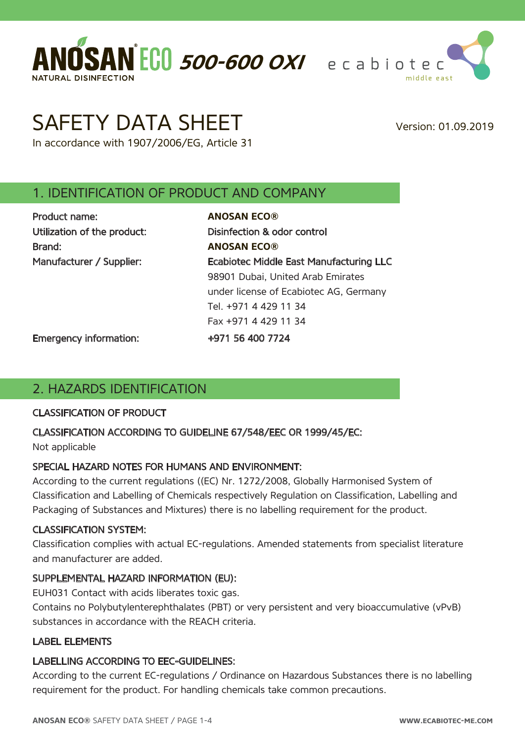ANOSAN ECO 500-600 OXI

NATURAL DISINFECTION

ecabiotec middle east

# SAFETY DATA SHEET

In accordance with 1907/2006/EG, Article 31

Version: 01.09.2019

## 1. IDENTIFICATION OF PRODUCT AND COMPANY

| | |
|---|---|
| Product name: | **ANOSAN ECO®** |
| Utilization of the product: | Disinfection & odor control |
| Brand: | **ANOSAN ECO®** |
| Manufacturer / Supplier: | Ecabiotec Middle East Manufacturing LLC<br>98901 Dubai, United Arab Emirates<br>under license of Ecabiotec AG, Germany<br>Tel. +971 4 429 11 34<br>Fax +971 4 429 11 34 |
| Emergency information: | +971 56 400 7724 |

## 2. HAZARDS IDENTIFICATION

### CLASSIFICATION OF PRODUCT

### CLASSIFICATION ACCORDING TO GUIDELINE 67/548/EEC OR 1999/45/EC:

Not applicable

### SPECIAL HAZARD NOTES FOR HUMANS AND ENVIRONMENT:

According to the current regulations ((EC) Nr. 1272/2008, Globally Harmonised System of Classification and Labelling of Chemicals respectively Regulation on Classification, Labelling and Packaging of Substances and Mixtures) there is no labelling requirement for the product.

### CLASSIFICATION SYSTEM:

Classification complies with actual EC-regulations. Amended statements from specialist literature and manufacturer are added.

### SUPPLEMENTAL HAZARD INFORMATION (EU):

EUH031 Contact with acids liberates toxic gas.
Contains no Polybutylenterephthalates (PBT) or very persistent and very bioaccumulative (vPvB) substances in accordance with the REACH criteria.

### LABEL ELEMENTS

### LABELLING ACCORDING TO EEC-GUIDELINES:

According to the current EC-regulations / Ordinance on Hazardous Substances there is no labelling requirement for the product. For handling chemicals take common precautions.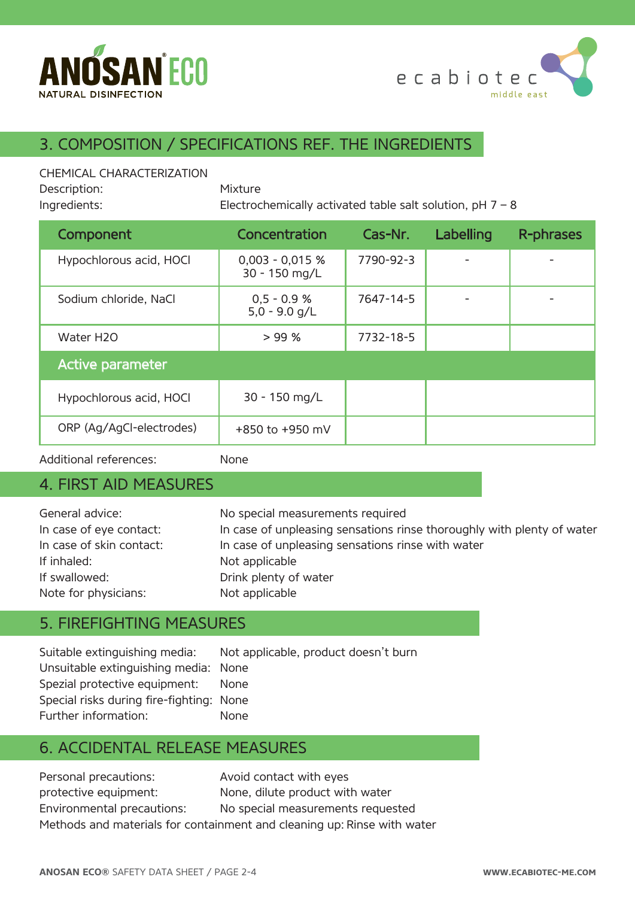## 3. COMPOSITION / SPECIFICATIONS REF. THE INGREDIENTS

CHEMICAL CHARACTERIZATION

Description: Mixture

Ingredients: Electrochemically activated table salt solution, pH 7 – 8

| Component | Concentration | Cas-Nr. | Labelling | R-phrases |
|---|---|---|---|---|
| Hypochlorous acid, HOCl | 0,003 - 0,015 %<br>30 - 150 mg/L | 7790-92-3 | - | - |
| Sodium chloride, NaCl | 0,5 - 0.9 %<br>5,0 - 9.0 g/L | 7647-14-5 | - | - |
| Water H2O | > 99 % | 7732-18-5 | | |
| **Active parameter** | | | | |
| Hypochlorous acid, HOCl | 30 - 150 mg/L | | | |
| ORP (Ag/AgCl-electrodes) | +850 to +950 mV | | | |

Additional references: None

## 4. FIRST AID MEASURES

General advice: No special measurements required

In case of eye contact: In case of unpleasing sensations rinse thoroughly with plenty of water

In case of skin contact: In case of unpleasing sensations rinse with water

If inhaled: Not applicable

If swallowed: Drink plenty of water

Note for physicians: Not applicable

## 5. FIREFIGHTING MEASURES

Suitable extinguishing media: Not applicable, product doesn't burn

Unsuitable extinguishing media: None

Spezial protective equipment: None

Special risks during fire-fighting: None

Further information: None

## 6. ACCIDENTAL RELEASE MEASURES

Personal precautions: Avoid contact with eyes

protective equipment: None, dilute product with water

Environmental precautions: No special measurements requested

Methods and materials for containment and cleaning up: Rinse with water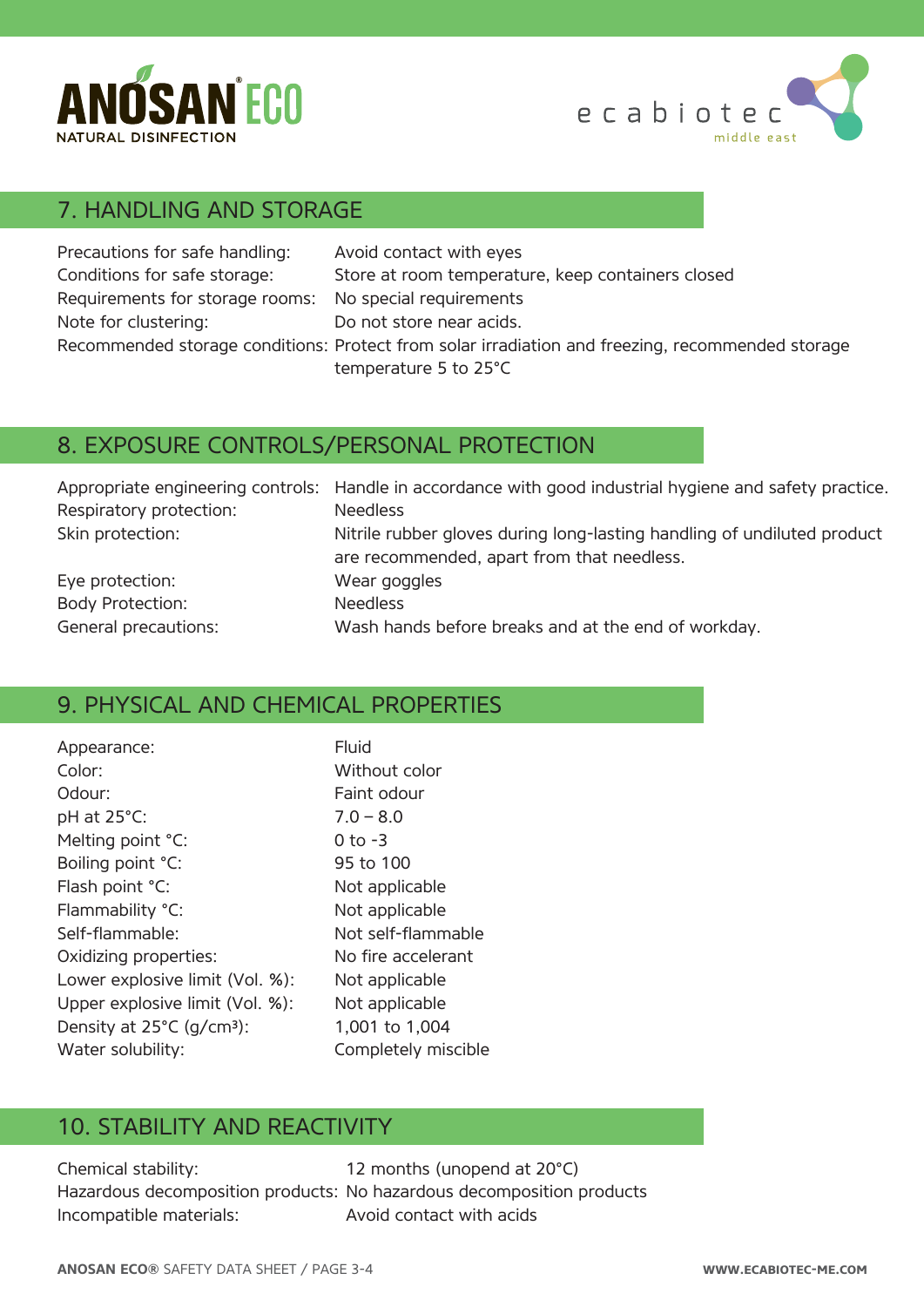ANOSAN® ECO
NATURAL DISINFECTION

ecabiotec
middle east

## 7. HANDLING AND STORAGE

| | |
|---|---|
| Precautions for safe handling: | Avoid contact with eyes |
| Conditions for safe storage: | Store at room temperature, keep containers closed |
| Requirements for storage rooms: | No special requirements |
| Note for clustering: | Do not store near acids. |
| Recommended storage conditions: | Protect from solar irradiation and freezing, recommended storage temperature 5 to 25°C |

## 8. EXPOSURE CONTROLS/PERSONAL PROTECTION

| | |
|---|---|
| Appropriate engineering controls: | Handle in accordance with good industrial hygiene and safety practice. |
| Respiratory protection: | Needless |
| Skin protection: | Nitrile rubber gloves during long-lasting handling of undiluted product are recommended, apart from that needless. |
| Eye protection: | Wear goggles |
| Body Protection: | Needless |
| General precautions: | Wash hands before breaks and at the end of workday. |

## 9. PHYSICAL AND CHEMICAL PROPERTIES

| | |
|---|---|
| Appearance: | Fluid |
| Color: | Without color |
| Odour: | Faint odour |
| pH at 25°C: | 7.0 – 8.0 |
| Melting point °C: | 0 to -3 |
| Boiling point °C: | 95 to 100 |
| Flash point °C: | Not applicable |
| Flammability °C: | Not applicable |
| Self-flammable: | Not self-flammable |
| Oxidizing properties: | No fire accelerant |
| Lower explosive limit (Vol. %): | Not applicable |
| Upper explosive limit (Vol. %): | Not applicable |
| Density at 25°C (g/cm³): | 1,001 to 1,004 |
| Water solubility: | Completely miscible |

## 10. STABILITY AND REACTIVITY

| | |
|---|---|
| Chemical stability: | 12 months (unopend at 20°C) |
| Hazardous decomposition products: | No hazardous decomposition products |
| Incompatible materials: | Avoid contact with acids |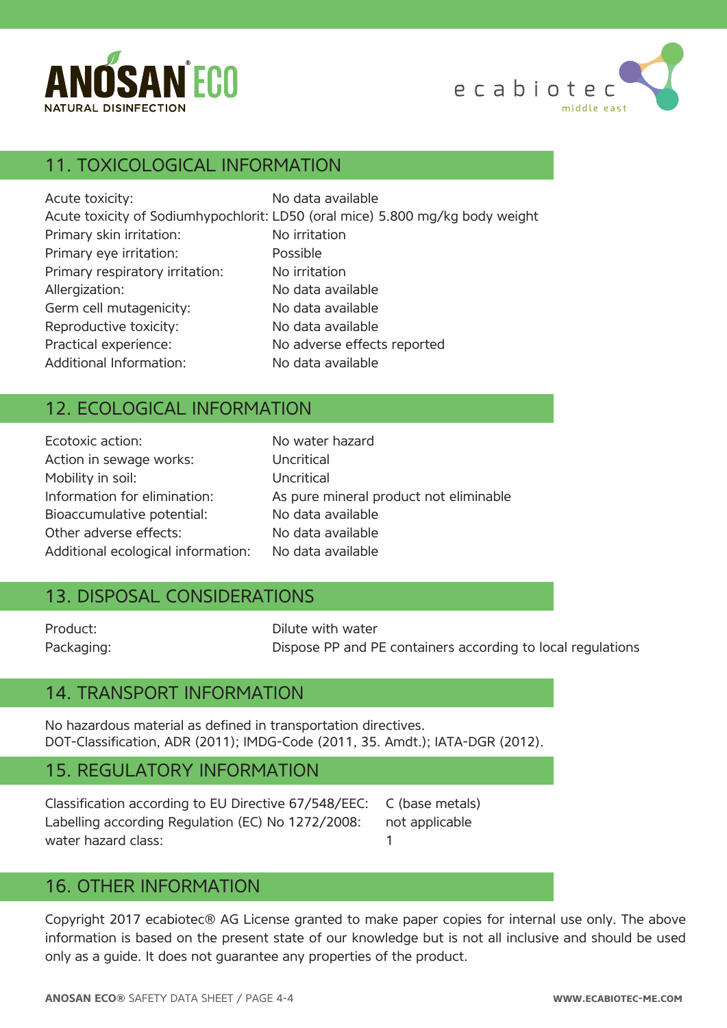## 11. TOXICOLOGICAL INFORMATION

| | |
|---|---|
| Acute toxicity: | No data available |
| Acute toxicity of Sodiumhypochlorit: | LD50 (oral mice) 5.800 mg/kg body weight |
| Primary skin irritation: | No irritation |
| Primary eye irritation: | Possible |
| Primary respiratory irritation: | No irritation |
| Allergization: | No data available |
| Germ cell mutagenicity: | No data available |
| Reproductive toxicity: | No data available |
| Practical experience: | No adverse effects reported |
| Additional Information: | No data available |

## 12. ECOLOGICAL INFORMATION

| | |
|---|---|
| Ecotoxic action: | No water hazard |
| Action in sewage works: | Uncritical |
| Mobility in soil: | Uncritical |
| Information for elimination: | As pure mineral product not eliminable |
| Bioaccumulative potential: | No data available |
| Other adverse effects: | No data available |
| Additional ecological information: | No data available |

## 13. DISPOSAL CONSIDERATIONS

| | |
|---|---|
| Product: | Dilute with water |
| Packaging: | Dispose PP and PE containers according to local regulations |

## 14. TRANSPORT INFORMATION

No hazardous material as defined in transportation directives.
DOT-Classification, ADR (2011); IMDG-Code (2011, 35. Amdt.); IATA-DGR (2012).

## 15. REGULATORY INFORMATION

| | |
|---|---|
| Classification according to EU Directive 67/548/EEC: | C (base metals) |
| Labelling according Regulation (EC) No 1272/2008: | not applicable |
| water hazard class: | 1 |

## 16. OTHER INFORMATION

Copyright 2017 ecabiotec® AG License granted to make paper copies for internal use only. The above information is based on the present state of our knowledge but is not all inclusive and should be used only as a guide. It does not guarantee any properties of the product.